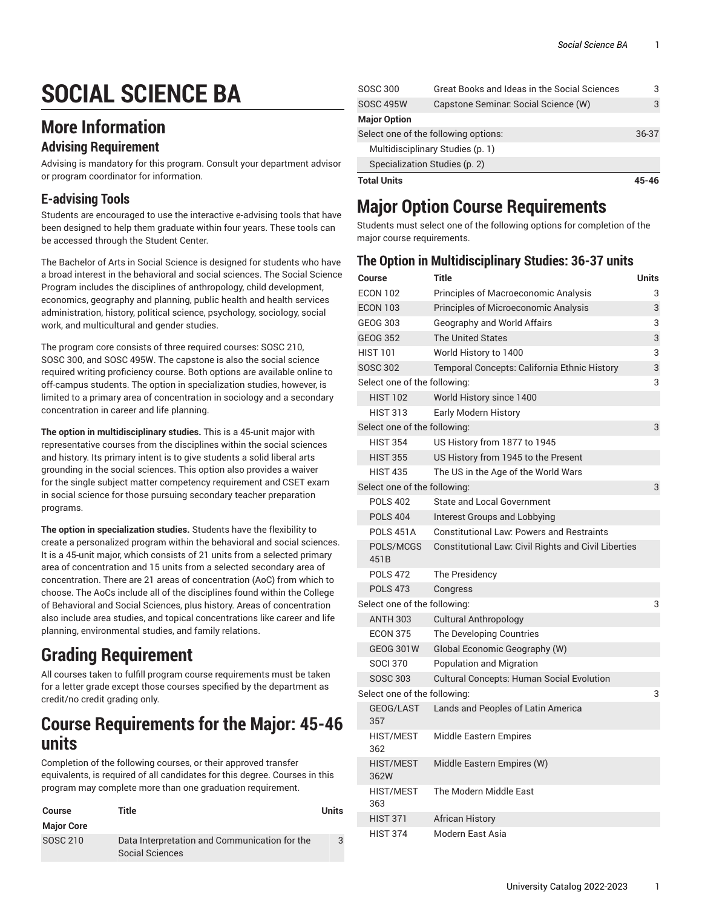# SOCIAL SCIENCE BA

## More Information

### Advising Requirement

Advising is mandatory for this program. Consult your department advisor or program coordinator for information.

### E-advising Tools

Students are encouraged to use the interactive e-advising tools that have been designed to help them graduate within four years. These tools can be accessed through the Student Center.

The Bachelor of Arts in Social Science is designed for students who have a broad interest in the behavioral and social sciences. The Social Science Program includes the disciplines of anthropology, child development, economics, geography and planning, public health and health services administration, history, political science, psychology, sociology, social work, and multicultural and gender studies.

The program core consists of three required courses: SOSC 210, SOSC 300, and SOSC 495W. The capstone is also the social science required writing proficiency course. Both options are available online to off-campus students. The option in specialization studies, however, is limited to a primary area of concentration in sociology and a secondary concentration in career and life planning.

**The option in multidisciplinary studies.** This is a 45-unit major with representative courses from the disciplines within the social sciences and history. Its primary intent is to give students a solid liberal arts grounding in the social sciences. This option also provides a waiver for the single subject matter competency requirement and CSET exam in social science for those pursuing secondary teacher preparation programs.

**The option in specialization studies.** Students have the flexibility to create a personalized program within the behavioral and social sciences. It is a 45-unit major, which consists of 21 units from a selected primary area of concentration and 15 units from a selected secondary area of concentration. There are 21 areas of concentration (AoC) from which to choose. The AoCs include all of the disciplines found within the College of Behavioral and Social Sciences, plus history. Areas of concentration also include area studies, and topical concentrations like career and life planning, environmental studies, and family relations.

## Grading Requirement

All courses taken to fulfill program course requirements must be taken for a letter grade except those courses specified by the department as credit/no credit grading only.

## Course Requirements for the Major: 45-46 units

Completion of the following courses, or their approved transfer equivalents, is required of all candidates for this degree. Courses in this program may complete more than one graduation requirement.

| Course | Title | Units |
|---|---|---|
| **Major Core** | | |
| SOSC 210 | Data Interpretation and Communication for the Social Sciences | 3 |
| SOSC 300 | Great Books and Ideas in the Social Sciences | 3 |
| SOSC 495W | Capstone Seminar: Social Science (W) | 3 |
| **Major Option** | | |
| Select one of the following options: | | 36-37 |
| Multidisciplinary Studies (p. 1) | | |
| Specialization Studies (p. 2) | | |
| **Total Units** | | **45-46** |

## Major Option Course Requirements

Students must select one of the following options for completion of the major course requirements.

### The Option in Multidisciplinary Studies: 36-37 units

| Course | Title | Units |
|---|---|---|
| ECON 102 | Principles of Macroeconomic Analysis | 3 |
| ECON 103 | Principles of Microeconomic Analysis | 3 |
| GEOG 303 | Geography and World Affairs | 3 |
| GEOG 352 | The United States | 3 |
| HIST 101 | World History to 1400 | 3 |
| SOSC 302 | Temporal Concepts: California Ethnic History | 3 |
| Select one of the following: | | 3 |
| HIST 102 | World History since 1400 | |
| HIST 313 | Early Modern History | |
| Select one of the following: | | 3 |
| HIST 354 | US History from 1877 to 1945 | |
| HIST 355 | US History from 1945 to the Present | |
| HIST 435 | The US in the Age of the World Wars | |
| Select one of the following: | | 3 |
| POLS 402 | State and Local Government | |
| POLS 404 | Interest Groups and Lobbying | |
| POLS 451A | Constitutional Law: Powers and Restraints | |
| POLS/MCGS 451B | Constitutional Law: Civil Rights and Civil Liberties | |
| POLS 472 | The Presidency | |
| POLS 473 | Congress | |
| Select one of the following: | | 3 |
| ANTH 303 | Cultural Anthropology | |
| ECON 375 | The Developing Countries | |
| GEOG 301W | Global Economic Geography (W) | |
| SOCI 370 | Population and Migration | |
| SOSC 303 | Cultural Concepts: Human Social Evolution | |
| Select one of the following: | | 3 |
| GEOG/LAST 357 | Lands and Peoples of Latin America | |
| HIST/MEST 362 | Middle Eastern Empires | |
| HIST/MEST 362W | Middle Eastern Empires (W) | |
| HIST/MEST 363 | The Modern Middle East | |
| HIST 371 | African History | |
| HIST 374 | Modern East Asia | |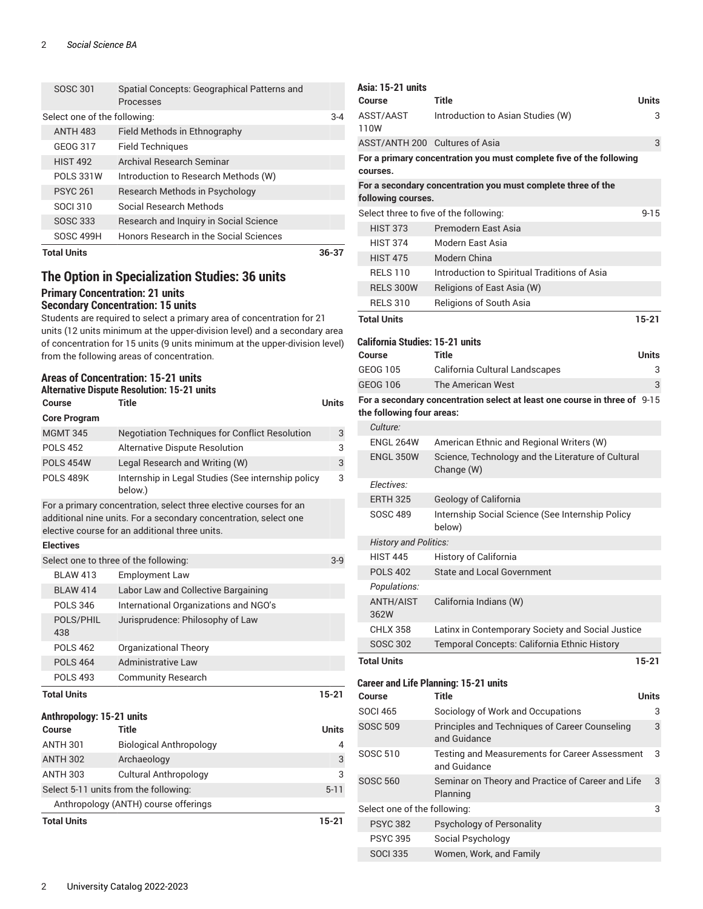| Course | Title | Units |
|---|---|---|
| SOSC 301 | Spatial Concepts: Geographical Patterns and Processes | |
| Select one of the following: | | 3-4 |
| ANTH 483 | Field Methods in Ethnography | |
| GEOG 317 | Field Techniques | |
| HIST 492 | Archival Research Seminar | |
| POLS 331W | Introduction to Research Methods (W) | |
| PSYC 261 | Research Methods in Psychology | |
| SOCI 310 | Social Research Methods | |
| SOSC 333 | Research and Inquiry in Social Science | |
| SOSC 499H | Honors Research in the Social Sciences | |
| **Total Units** | | **36-37** |

## The Option in Specialization Studies: 36 units

### Primary Concentration: 21 units
### Secondary Concentration: 15 units

Students are required to select a primary area of concentration for 21 units (12 units minimum at the upper-division level) and a secondary area of concentration for 15 units (9 units minimum at the upper-division level) from the following areas of concentration.

### Areas of Concentration: 15-21 units

#### Alternative Dispute Resolution: 15-21 units

| Course | Title | Units |
|---|---|---|
| **Core Program** | | |
| MGMT 345 | Negotiation Techniques for Conflict Resolution | 3 |
| POLS 452 | Alternative Dispute Resolution | 3 |
| POLS 454W | Legal Research and Writing (W) | 3 |
| POLS 489K | Internship in Legal Studies (See internship policy below.) | 3 |
| For a primary concentration, select three elective courses for an additional nine units. For a secondary concentration, select one elective course for an additional three units. | | |
| **Electives** | | |
| Select one to three of the following: | | 3-9 |
| BLAW 413 | Employment Law | |
| BLAW 414 | Labor Law and Collective Bargaining | |
| POLS 346 | International Organizations and NGO's | |
| POLS/PHIL 438 | Jurisprudence: Philosophy of Law | |
| POLS 462 | Organizational Theory | |
| POLS 464 | Administrative Law | |
| POLS 493 | Community Research | |
| **Total Units** | | **15-21** |

#### Anthropology: 15-21 units

| Course | Title | Units |
|---|---|---|
| ANTH 301 | Biological Anthropology | 4 |
| ANTH 302 | Archaeology | 3 |
| ANTH 303 | Cultural Anthropology | 3 |
| Select 5-11 units from the following: | | 5-11 |
| Anthropology (ANTH) course offerings | | |
| **Total Units** | | **15-21** |

#### Asia: 15-21 units

| Course | Title | Units |
|---|---|---|
| ASST/AAST 110W | Introduction to Asian Studies (W) | 3 |
| ASST/ANTH 200 | Cultures of Asia | 3 |
| **For a primary concentration you must complete five of the following courses.** | | |
| **For a secondary concentration you must complete three of the following courses.** | | |
| Select three to five of the following: | | 9-15 |
| HIST 373 | Premodern East Asia | |
| HIST 374 | Modern East Asia | |
| HIST 475 | Modern China | |
| RELS 110 | Introduction to Spiritual Traditions of Asia | |
| RELS 300W | Religions of East Asia (W) | |
| RELS 310 | Religions of South Asia | |
| **Total Units** | | **15-21** |

#### California Studies: 15-21 units

| Course | Title | Units |
|---|---|---|
| GEOG 105 | California Cultural Landscapes | 3 |
| GEOG 106 | The American West | 3 |
| **For a secondary concentration select at least one course in three of the following four areas:** | | 9-15 |
| *Culture:* | | |
| ENGL 264W | American Ethnic and Regional Writers (W) | |
| ENGL 350W | Science, Technology and the Literature of Cultural Change (W) | |
| *Electives:* | | |
| ERTH 325 | Geology of California | |
| SOSC 489 | Internship Social Science (See Internship Policy below) | |
| *History and Politics:* | | |
| HIST 445 | History of California | |
| POLS 402 | State and Local Government | |
| *Populations:* | | |
| ANTH/AIST 362W | California Indians (W) | |
| CHLX 358 | Latinx in Contemporary Society and Social Justice | |
| SOSC 302 | Temporal Concepts: California Ethnic History | |
| **Total Units** | | **15-21** |

#### Career and Life Planning: 15-21 units

| Course | Title | Units |
|---|---|---|
| SOCI 465 | Sociology of Work and Occupations | 3 |
| SOSC 509 | Principles and Techniques of Career Counseling and Guidance | 3 |
| SOSC 510 | Testing and Measurements for Career Assessment and Guidance | 3 |
| SOSC 560 | Seminar on Theory and Practice of Career and Life Planning | 3 |
| Select one of the following: | | 3 |
| PSYC 382 | Psychology of Personality | |
| PSYC 395 | Social Psychology | |
| SOCI 335 | Women, Work, and Family | |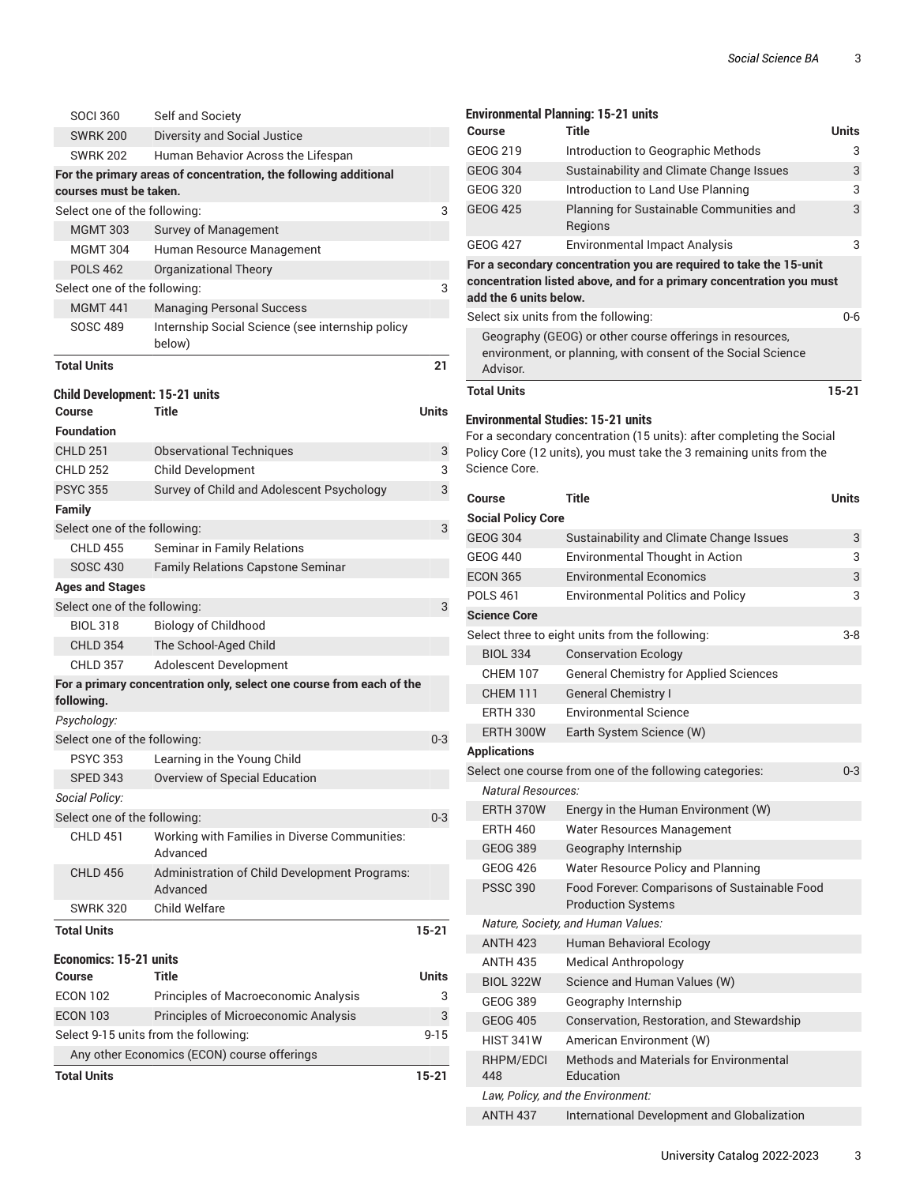| Course | Title | Units |
|---|---|---|
| SOCI 360 | Self and Society | |
| SWRK 200 | Diversity and Social Justice | |
| SWRK 202 | Human Behavior Across the Lifespan | |
| **For the primary areas of concentration, the following additional courses must be taken.** | | |
| Select one of the following: | | 3 |
| MGMT 303 | Survey of Management | |
| MGMT 304 | Human Resource Management | |
| POLS 462 | Organizational Theory | |
| Select one of the following: | | 3 |
| MGMT 441 | Managing Personal Success | |
| SOSC 489 | Internship Social Science (see internship policy below) | |
| **Total Units** | | **21** |

### Child Development: 15-21 units

| Course | Title | Units |
|---|---|---|
| **Foundation** | | |
| CHLD 251 | Observational Techniques | 3 |
| CHLD 252 | Child Development | 3 |
| PSYC 355 | Survey of Child and Adolescent Psychology | 3 |
| **Family** | | |
| Select one of the following: | | 3 |
| CHLD 455 | Seminar in Family Relations | |
| SOSC 430 | Family Relations Capstone Seminar | |
| **Ages and Stages** | | |
| Select one of the following: | | 3 |
| BIOL 318 | Biology of Childhood | |
| CHLD 354 | The School-Aged Child | |
| CHLD 357 | Adolescent Development | |
| **For a primary concentration only, select one course from each of the following.** | | |
| *Psychology:* | | |
| Select one of the following: | | 0-3 |
| PSYC 353 | Learning in the Young Child | |
| SPED 343 | Overview of Special Education | |
| *Social Policy:* | | |
| Select one of the following: | | 0-3 |
| CHLD 451 | Working with Families in Diverse Communities: Advanced | |
| CHLD 456 | Administration of Child Development Programs: Advanced | |
| SWRK 320 | Child Welfare | |
| **Total Units** | | **15-21** |

### Economics: 15-21 units

| Course | Title | Units |
|---|---|---|
| ECON 102 | Principles of Macroeconomic Analysis | 3 |
| ECON 103 | Principles of Microeconomic Analysis | 3 |
| Select 9-15 units from the following: | | 9-15 |
| Any other Economics (ECON) course offerings | | |
| **Total Units** | | **15-21** |

### Environmental Planning: 15-21 units

| Course | Title | Units |
|---|---|---|
| GEOG 219 | Introduction to Geographic Methods | 3 |
| GEOG 304 | Sustainability and Climate Change Issues | 3 |
| GEOG 320 | Introduction to Land Use Planning | 3 |
| GEOG 425 | Planning for Sustainable Communities and Regions | 3 |
| GEOG 427 | Environmental Impact Analysis | 3 |
| **For a secondary concentration you are required to take the 15-unit concentration listed above, and for a primary concentration you must add the 6 units below.** | | |
| Select six units from the following: | | 0-6 |
| Geography (GEOG) or other course offerings in resources, environment, or planning, with consent of the Social Science Advisor. | | |
| **Total Units** | | **15-21** |

### Environmental Studies: 15-21 units

For a secondary concentration (15 units): after completing the Social Policy Core (12 units), you must take the 3 remaining units from the Science Core.

| Course | Title | Units |
|---|---|---|
| **Social Policy Core** | | |
| GEOG 304 | Sustainability and Climate Change Issues | 3 |
| GEOG 440 | Environmental Thought in Action | 3 |
| ECON 365 | Environmental Economics | 3 |
| POLS 461 | Environmental Politics and Policy | 3 |
| **Science Core** | | |
| Select three to eight units from the following: | | 3-8 |
| BIOL 334 | Conservation Ecology | |
| CHEM 107 | General Chemistry for Applied Sciences | |
| CHEM 111 | General Chemistry I | |
| ERTH 330 | Environmental Science | |
| ERTH 300W | Earth System Science (W) | |
| **Applications** | | |
| Select one course from one of the following categories: | | 0-3 |
| *Natural Resources:* | | |
| ERTH 370W | Energy in the Human Environment (W) | |
| ERTH 460 | Water Resources Management | |
| GEOG 389 | Geography Internship | |
| GEOG 426 | Water Resource Policy and Planning | |
| PSSC 390 | Food Forever: Comparisons of Sustainable Food Production Systems | |
| *Nature, Society, and Human Values:* | | |
| ANTH 423 | Human Behavioral Ecology | |
| ANTH 435 | Medical Anthropology | |
| BIOL 322W | Science and Human Values (W) | |
| GEOG 389 | Geography Internship | |
| GEOG 405 | Conservation, Restoration, and Stewardship | |
| HIST 341W | American Environment (W) | |
| RHPM/EDCI 448 | Methods and Materials for Environmental Education | |
| *Law, Policy, and the Environment:* | | |
| ANTH 437 | International Development and Globalization | |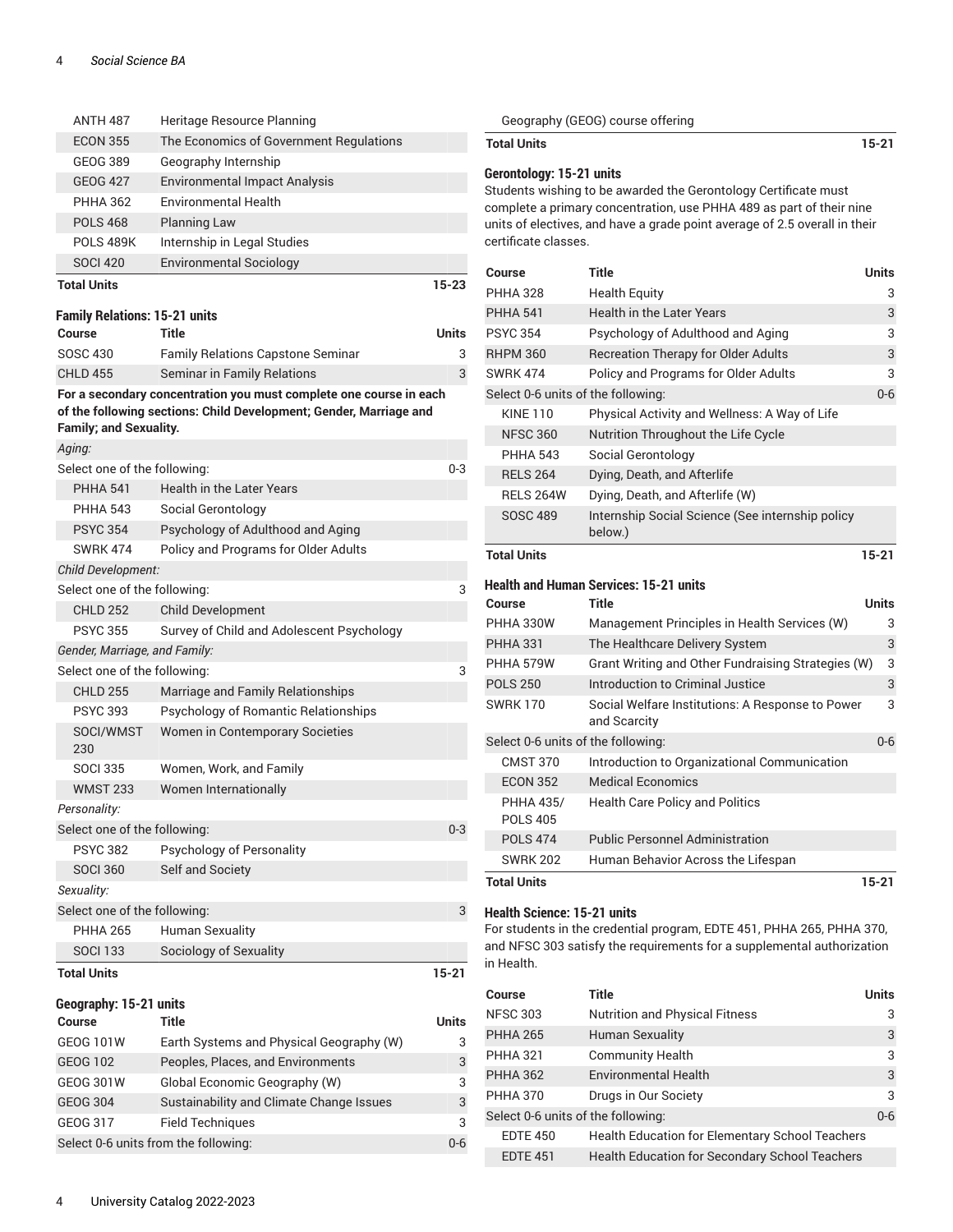| Course | Title | Units |
|---|---|---|
| ANTH 487 | Heritage Resource Planning | |
| ECON 355 | The Economics of Government Regulations | |
| GEOG 389 | Geography Internship | |
| GEOG 427 | Environmental Impact Analysis | |
| PHHA 362 | Environmental Health | |
| POLS 468 | Planning Law | |
| POLS 489K | Internship in Legal Studies | |
| SOCI 420 | Environmental Sociology | |
| **Total Units** | | **15-23** |

### Family Relations: 15-21 units

| Course | Title | Units |
|---|---|---|
| SOSC 430 | Family Relations Capstone Seminar | 3 |
| CHLD 455 | Seminar in Family Relations | 3 |
| **For a secondary concentration you must complete one course in each of the following sections: Child Development; Gender, Marriage and Family; and Sexuality.** | | |
| *Aging:* | | |
| Select one of the following: | | 0-3 |
| PHHA 541 | Health in the Later Years | |
| PHHA 543 | Social Gerontology | |
| PSYC 354 | Psychology of Adulthood and Aging | |
| SWRK 474 | Policy and Programs for Older Adults | |
| *Child Development:* | | |
| Select one of the following: | | 3 |
| CHLD 252 | Child Development | |
| PSYC 355 | Survey of Child and Adolescent Psychology | |
| *Gender, Marriage, and Family:* | | |
| Select one of the following: | | 3 |
| CHLD 255 | Marriage and Family Relationships | |
| PSYC 393 | Psychology of Romantic Relationships | |
| SOCI/WMST 230 | Women in Contemporary Societies | |
| SOCI 335 | Women, Work, and Family | |
| WMST 233 | Women Internationally | |
| *Personality:* | | |
| Select one of the following: | | 0-3 |
| PSYC 382 | Psychology of Personality | |
| SOCI 360 | Self and Society | |
| *Sexuality:* | | |
| Select one of the following: | | 3 |
| PHHA 265 | Human Sexuality | |
| SOCI 133 | Sociology of Sexuality | |
| **Total Units** | | **15-21** |

### Geography: 15-21 units

| Course | Title | Units |
|---|---|---|
| GEOG 101W | Earth Systems and Physical Geography (W) | 3 |
| GEOG 102 | Peoples, Places, and Environments | 3 |
| GEOG 301W | Global Economic Geography (W) | 3 |
| GEOG 304 | Sustainability and Climate Change Issues | 3 |
| GEOG 317 | Field Techniques | 3 |
| Select 0-6 units from the following: | | 0-6 |
| Geography (GEOG) course offering | | |
| **Total Units** | | **15-21** |

### Gerontology: 15-21 units

Students wishing to be awarded the Gerontology Certificate must complete a primary concentration, use PHHA 489 as part of their nine units of electives, and have a grade point average of 2.5 overall in their certificate classes.

| Course | Title | Units |
|---|---|---|
| PHHA 328 | Health Equity | 3 |
| PHHA 541 | Health in the Later Years | 3 |
| PSYC 354 | Psychology of Adulthood and Aging | 3 |
| RHPM 360 | Recreation Therapy for Older Adults | 3 |
| SWRK 474 | Policy and Programs for Older Adults | 3 |
| Select 0-6 units of the following: | | 0-6 |
| KINE 110 | Physical Activity and Wellness: A Way of Life | |
| NFSC 360 | Nutrition Throughout the Life Cycle | |
| PHHA 543 | Social Gerontology | |
| RELS 264 | Dying, Death, and Afterlife | |
| RELS 264W | Dying, Death, and Afterlife (W) | |
| SOSC 489 | Internship Social Science (See internship policy below.) | |
| **Total Units** | | **15-21** |

### Health and Human Services: 15-21 units

| Course | Title | Units |
|---|---|---|
| PHHA 330W | Management Principles in Health Services (W) | 3 |
| PHHA 331 | The Healthcare Delivery System | 3 |
| PHHA 579W | Grant Writing and Other Fundraising Strategies (W) | 3 |
| POLS 250 | Introduction to Criminal Justice | 3 |
| SWRK 170 | Social Welfare Institutions: A Response to Power and Scarcity | 3 |
| Select 0-6 units of the following: | | 0-6 |
| CMST 370 | Introduction to Organizational Communication | |
| ECON 352 | Medical Economics | |
| PHHA 435/ POLS 405 | Health Care Policy and Politics | |
| POLS 474 | Public Personnel Administration | |
| SWRK 202 | Human Behavior Across the Lifespan | |
| **Total Units** | | **15-21** |

### Health Science: 15-21 units

For students in the credential program, EDTE 451, PHHA 265, PHHA 370, and NFSC 303 satisfy the requirements for a supplemental authorization in Health.

| Course | Title | Units |
|---|---|---|
| NFSC 303 | Nutrition and Physical Fitness | 3 |
| PHHA 265 | Human Sexuality | 3 |
| PHHA 321 | Community Health | 3 |
| PHHA 362 | Environmental Health | 3 |
| PHHA 370 | Drugs in Our Society | 3 |
| Select 0-6 units of the following: | | 0-6 |
| EDTE 450 | Health Education for Elementary School Teachers | |
| EDTE 451 | Health Education for Secondary School Teachers | |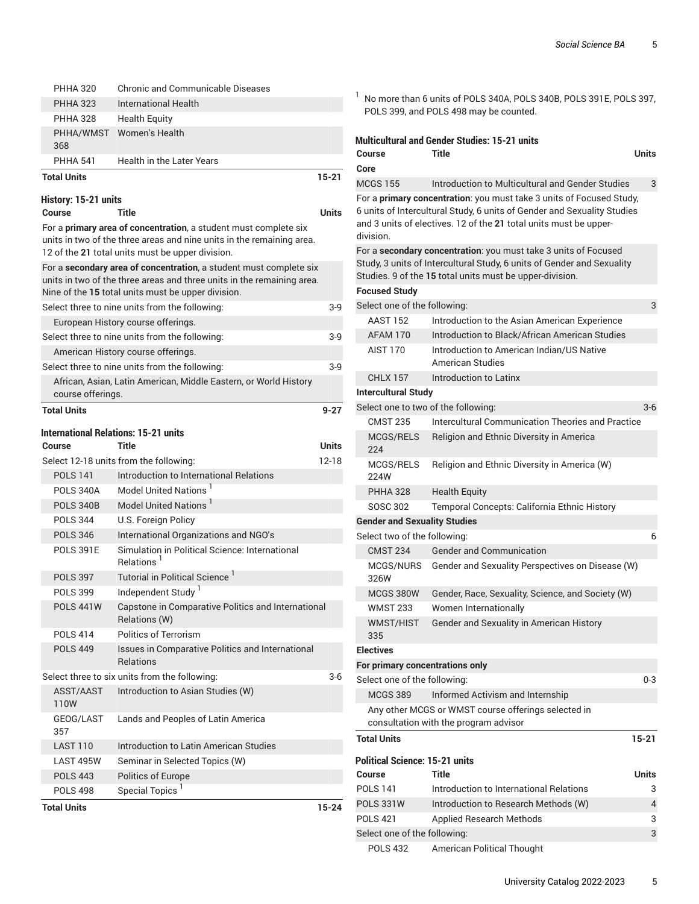| Course | Title | Units |
|---|---|---|
| PHHA 320 | Chronic and Communicable Diseases | |
| PHHA 323 | International Health | |
| PHHA 328 | Health Equity | |
| PHHA/WMST 368 | Women's Health | |
| PHHA 541 | Health in the Later Years | |
| **Total Units** | | **15-21** |

### History: 15-21 units

| Course | Title | Units |
|---|---|---|
| For a **primary area of concentration**, a student must complete six units in two of the three areas and nine units in the remaining area. 12 of the **21** total units must be upper division. | | |
| For a **secondary area of concentration**, a student must complete six units in two of the three areas and three units in the remaining area. Nine of the **15** total units must be upper division. | | |
| Select three to nine units from the following: | | 3-9 |
| European History course offerings. | | |
| Select three to nine units from the following: | | 3-9 |
| American History course offerings. | | |
| Select three to nine units from the following: | | 3-9 |
| African, Asian, Latin American, Middle Eastern, or World History course offerings. | | |
| **Total Units** | | **9-27** |

### International Relations: 15-21 units

| Course | Title | Units |
|---|---|---|
| Select 12-18 units from the following: | | 12-18 |
| POLS 141 | Introduction to International Relations | |
| POLS 340A | Model United Nations [1] | |
| POLS 340B | Model United Nations [1] | |
| POLS 344 | U.S. Foreign Policy | |
| POLS 346 | International Organizations and NGO's | |
| POLS 391E | Simulation in Political Science: International Relations [1] | |
| POLS 397 | Tutorial in Political Science [1] | |
| POLS 399 | Independent Study [1] | |
| POLS 441W | Capstone in Comparative Politics and International Relations (W) | |
| POLS 414 | Politics of Terrorism | |
| POLS 449 | Issues in Comparative Politics and International Relations | |
| Select three to six units from the following: | | 3-6 |
| ASST/AAST 110W | Introduction to Asian Studies (W) | |
| GEOG/LAST 357 | Lands and Peoples of Latin America | |
| LAST 110 | Introduction to Latin American Studies | |
| LAST 495W | Seminar in Selected Topics (W) | |
| POLS 443 | Politics of Europe | |
| POLS 498 | Special Topics [1] | |
| **Total Units** | | **15-24** |

[1] No more than 6 units of POLS 340A, POLS 340B, POLS 391E, POLS 397, POLS 399, and POLS 498 may be counted.

### Multicultural and Gender Studies: 15-21 units

| Course | Title | Units |
|---|---|---|
| **Core** | | |
| MCGS 155 | Introduction to Multicultural and Gender Studies | 3 |
| For a **primary concentration**: you must take 3 units of Focused Study, 6 units of Intercultural Study, 6 units of Gender and Sexuality Studies and 3 units of electives. 12 of the **21** total units must be upper-division. | | |
| For a **secondary concentration**: you must take 3 units of Focused Study, 3 units of Intercultural Study, 6 units of Gender and Sexuality Studies. 9 of the **15** total units must be upper-division. | | |
| **Focused Study** | | |
| Select one of the following: | | 3 |
| AAST 152 | Introduction to the Asian American Experience | |
| AFAM 170 | Introduction to Black/African American Studies | |
| AIST 170 | Introduction to American Indian/US Native American Studies | |
| CHLX 157 | Introduction to Latinx | |
| **Intercultural Study** | | |
| Select one to two of the following: | | 3-6 |
| CMST 235 | Intercultural Communication Theories and Practice | |
| MCGS/RELS 224 | Religion and Ethnic Diversity in America | |
| MCGS/RELS 224W | Religion and Ethnic Diversity in America (W) | |
| PHHA 328 | Health Equity | |
| SOSC 302 | Temporal Concepts: California Ethnic History | |
| **Gender and Sexuality Studies** | | |
| Select two of the following: | | 6 |
| CMST 234 | Gender and Communication | |
| MCGS/NURS 326W | Gender and Sexuality Perspectives on Disease (W) | |
| MCGS 380W | Gender, Race, Sexuality, Science, and Society (W) | |
| WMST 233 | Women Internationally | |
| WMST/HIST 335 | Gender and Sexuality in American History | |
| **Electives** | | |
| **For primary concentrations only** | | |
| Select one of the following: | | 0-3 |
| MCGS 389 | Informed Activism and Internship | |
| Any other MCGS or WMST course offerings selected in consultation with the program advisor | | |
| **Total Units** | | **15-21** |

### Political Science: 15-21 units

| Course | Title | Units |
|---|---|---|
| POLS 141 | Introduction to International Relations | 3 |
| POLS 331W | Introduction to Research Methods (W) | 4 |
| POLS 421 | Applied Research Methods | 3 |
| Select one of the following: | | 3 |
| POLS 432 | American Political Thought | |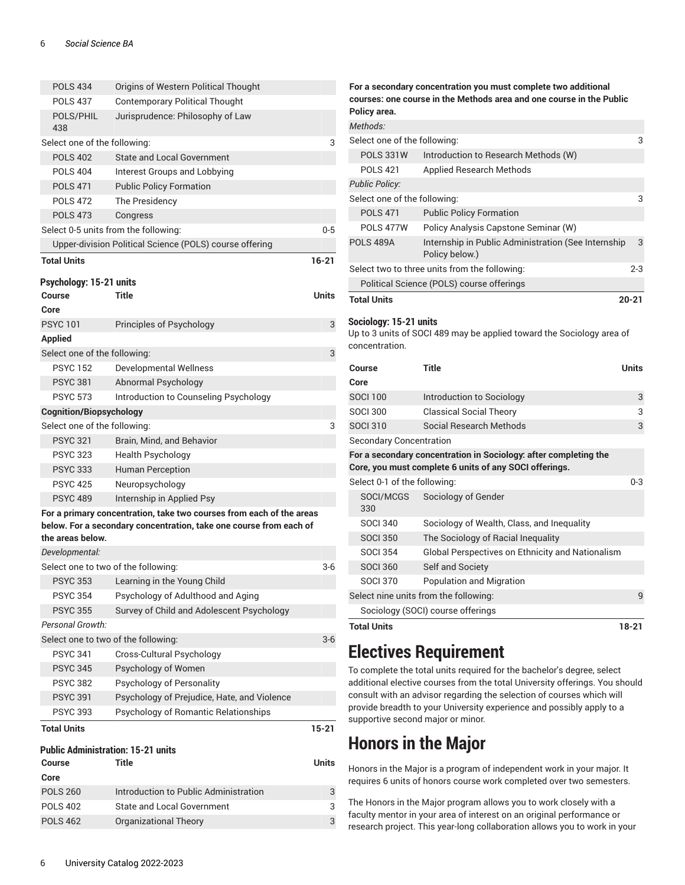| | | |
|---|---|---|
| POLS 434 | Origins of Western Political Thought | |
| POLS 437 | Contemporary Political Thought | |
| POLS/PHIL 438 | Jurisprudence: Philosophy of Law | |
| Select one of the following: | | 3 |
| POLS 402 | State and Local Government | |
| POLS 404 | Interest Groups and Lobbying | |
| POLS 471 | Public Policy Formation | |
| POLS 472 | The Presidency | |
| POLS 473 | Congress | |
| Select 0-5 units from the following: | | 0-5 |
| Upper-division Political Science (POLS) course offering | | |
| **Total Units** | | **16-21** |

**Psychology: 15-21 units**

| Course | Title | Units |
|---|---|---|
| **Core** | | |
| PSYC 101 | Principles of Psychology | 3 |
| **Applied** | | |
| Select one of the following: | | 3 |
| PSYC 152 | Developmental Wellness | |
| PSYC 381 | Abnormal Psychology | |
| PSYC 573 | Introduction to Counseling Psychology | |
| **Cognition/Biopsychology** | | |
| Select one of the following: | | 3 |
| PSYC 321 | Brain, Mind, and Behavior | |
| PSYC 323 | Health Psychology | |
| PSYC 333 | Human Perception | |
| PSYC 425 | Neuropsychology | |
| PSYC 489 | Internship in Applied Psy | |
| **For a primary concentration, take two courses from each of the areas below. For a secondary concentration, take one course from each of the areas below.** | | |
| *Developmental:* | | |
| Select one to two of the following: | | 3-6 |
| PSYC 353 | Learning in the Young Child | |
| PSYC 354 | Psychology of Adulthood and Aging | |
| PSYC 355 | Survey of Child and Adolescent Psychology | |
| *Personal Growth:* | | |
| Select one to two of the following: | | 3-6 |
| PSYC 341 | Cross-Cultural Psychology | |
| PSYC 345 | Psychology of Women | |
| PSYC 382 | Psychology of Personality | |
| PSYC 391 | Psychology of Prejudice, Hate, and Violence | |
| PSYC 393 | Psychology of Romantic Relationships | |
| **Total Units** | | **15-21** |

**Public Administration: 15-21 units**

| Course | Title | Units |
|---|---|---|
| **Core** | | |
| POLS 260 | Introduction to Public Administration | 3 |
| POLS 402 | State and Local Government | 3 |
| POLS 462 | Organizational Theory | 3 |
| **For a secondary concentration you must complete two additional courses: one course in the Methods area and one course in the Public Policy area.** | | |
| *Methods:* | | |
| Select one of the following: | | 3 |
| POLS 331W | Introduction to Research Methods (W) | |
| POLS 421 | Applied Research Methods | |
| *Public Policy:* | | |
| Select one of the following: | | 3 |
| POLS 471 | Public Policy Formation | |
| POLS 477W | Policy Analysis Capstone Seminar (W) | |
| POLS 489A | Internship in Public Administration (See Internship Policy below.) | 3 |
| Select two to three units from the following: | | 2-3 |
| Political Science (POLS) course offerings | | |
| **Total Units** | | **20-21** |

**Sociology: 15-21 units**

Up to 3 units of SOCI 489 may be applied toward the Sociology area of concentration.

| Course | Title | Units |
|---|---|---|
| **Core** | | |
| SOCI 100 | Introduction to Sociology | 3 |
| SOCI 300 | Classical Social Theory | 3 |
| SOCI 310 | Social Research Methods | 3 |
| Secondary Concentration | | |
| **For a secondary concentration in Sociology: after completing the Core, you must complete 6 units of any SOCI offerings.** | | |
| Select 0-1 of the following: | | 0-3 |
| SOCI/MCGS 330 | Sociology of Gender | |
| SOCI 340 | Sociology of Wealth, Class, and Inequality | |
| SOCI 350 | The Sociology of Racial Inequality | |
| SOCI 354 | Global Perspectives on Ethnicity and Nationalism | |
| SOCI 360 | Self and Society | |
| SOCI 370 | Population and Migration | |
| Select nine units from the following: | | 9 |
| Sociology (SOCI) course offerings | | |
| **Total Units** | | **18-21** |

# Electives Requirement

To complete the total units required for the bachelor's degree, select additional elective courses from the total University offerings. You should consult with an advisor regarding the selection of courses which will provide breadth to your University experience and possibly apply to a supportive second major or minor.

# Honors in the Major

Honors in the Major is a program of independent work in your major. It requires 6 units of honors course work completed over two semesters.

The Honors in the Major program allows you to work closely with a faculty mentor in your area of interest on an original performance or research project. This year-long collaboration allows you to work in your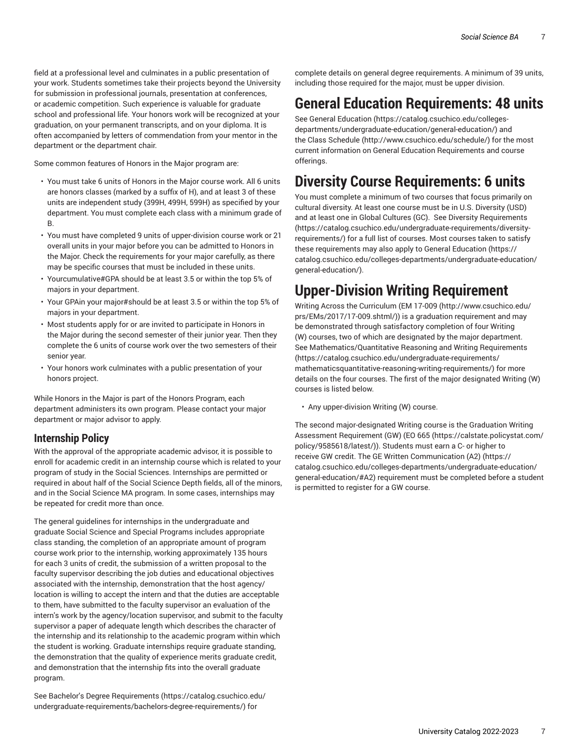field at a professional level and culminates in a public presentation of your work. Students sometimes take their projects beyond the University for submission in professional journals, presentation at conferences, or academic competition. Such experience is valuable for graduate school and professional life. Your honors work will be recognized at your graduation, on your permanent transcripts, and on your diploma. It is often accompanied by letters of commendation from your mentor in the department or the department chair.

Some common features of Honors in the Major program are:

- You must take 6 units of Honors in the Major course work. All 6 units are honors classes (marked by a suffix of H), and at least 3 of these units are independent study (399H, 499H, 599H) as specified by your department. You must complete each class with a minimum grade of B.
- You must have completed 9 units of upper-division course work or 21 overall units in your major before you can be admitted to Honors in the Major. Check the requirements for your major carefully, as there may be specific courses that must be included in these units.
- Yourcumulative#GPA should be at least 3.5 or within the top 5% of majors in your department.
- Your GPAin your major#should be at least 3.5 or within the top 5% of majors in your department.
- Most students apply for or are invited to participate in Honors in the Major during the second semester of their junior year. Then they complete the 6 units of course work over the two semesters of their senior year.
- Your honors work culminates with a public presentation of your honors project.

While Honors in the Major is part of the Honors Program, each department administers its own program. Please contact your major department or major advisor to apply.

### Internship Policy

With the approval of the appropriate academic advisor, it is possible to enroll for academic credit in an internship course which is related to your program of study in the Social Sciences. Internships are permitted or required in about half of the Social Science Depth fields, all of the minors, and in the Social Science MA program. In some cases, internships may be repeated for credit more than once.

The general guidelines for internships in the undergraduate and graduate Social Science and Special Programs includes appropriate class standing, the completion of an appropriate amount of program course work prior to the internship, working approximately 135 hours for each 3 units of credit, the submission of a written proposal to the faculty supervisor describing the job duties and educational objectives associated with the internship, demonstration that the host agency/location is willing to accept the intern and that the duties are acceptable to them, have submitted to the faculty supervisor an evaluation of the intern's work by the agency/location supervisor, and submit to the faculty supervisor a paper of adequate length which describes the character of the internship and its relationship to the academic program within which the student is working. Graduate internships require graduate standing, the demonstration that the quality of experience merits graduate credit, and demonstration that the internship fits into the overall graduate program.

See Bachelor's Degree Requirements (https://catalog.csuchico.edu/undergraduate-requirements/bachelors-degree-requirements/) for complete details on general degree requirements. A minimum of 39 units, including those required for the major, must be upper division.

## General Education Requirements: 48 units

See General Education (https://catalog.csuchico.edu/colleges-departments/undergraduate-education/general-education/) and the Class Schedule (http://www.csuchico.edu/schedule/) for the most current information on General Education Requirements and course offerings.

## Diversity Course Requirements: 6 units

You must complete a minimum of two courses that focus primarily on cultural diversity. At least one course must be in U.S. Diversity (USD) and at least one in Global Cultures (GC). See Diversity Requirements (https://catalog.csuchico.edu/undergraduate-requirements/diversity-requirements/) for a full list of courses. Most courses taken to satisfy these requirements may also apply to General Education (https://catalog.csuchico.edu/colleges-departments/undergraduate-education/general-education/).

## Upper-Division Writing Requirement

Writing Across the Curriculum (EM 17-009 (http://www.csuchico.edu/prs/EMs/2017/17-009.shtml/)) is a graduation requirement and may be demonstrated through satisfactory completion of four Writing (W) courses, two of which are designated by the major department. See Mathematics/Quantitative Reasoning and Writing Requirements (https://catalog.csuchico.edu/undergraduate-requirements/mathematicsquantitative-reasoning-writing-requirements/) for more details on the four courses. The first of the major designated Writing (W) courses is listed below.

- Any upper-division Writing (W) course.

The second major-designated Writing course is the Graduation Writing Assessment Requirement (GW) (EO 665 (https://calstate.policystat.com/policy/9585618/latest/)). Students must earn a C- or higher to receive GW credit. The GE Written Communication (A2) (https://catalog.csuchico.edu/colleges-departments/undergraduate-education/general-education/#A2) requirement must be completed before a student is permitted to register for a GW course.